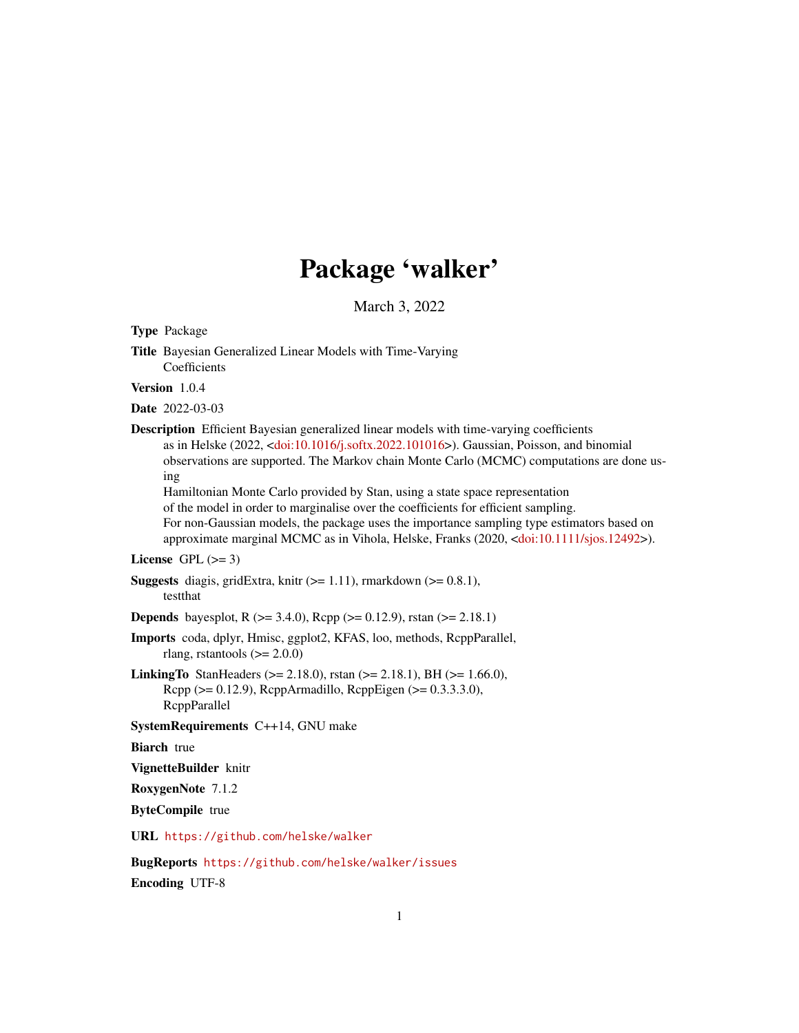# Package 'walker'

March 3, 2022

**Type** Package

**Title** Bayesian Generalized Linear Models with Time-Varying Coefficients

**Version** 1.0.4

**Date** 2022-03-03

**Description** Efficient Bayesian generalized linear models with time-varying coefficients as in Helske (2022, <doi:10.1016/j.softx.2022.101016>). Gaussian, Poisson, and binomial observations are supported. The Markov chain Monte Carlo (MCMC) computations are done using Hamiltonian Monte Carlo provided by Stan, using a state space representation of the model in order to marginalise over the coefficients for efficient sampling. For non-Gaussian models, the package uses the importance sampling type estimators based on approximate marginal MCMC as in Vihola, Helske, Franks (2020, <doi:10.1111/sjos.12492>).

**License** GPL (>= 3)

**Suggests** diagis, gridExtra, knitr (>= 1.11), rmarkdown (>= 0.8.1), testthat

**Depends** bayesplot, R (>= 3.4.0), Rcpp (>= 0.12.9), rstan (>= 2.18.1)

**Imports** coda, dplyr, Hmisc, ggplot2, KFAS, loo, methods, RcppParallel, rlang, rstantools (>= 2.0.0)

**LinkingTo** StanHeaders (>= 2.18.0), rstan (>= 2.18.1), BH (>= 1.66.0), Rcpp (>= 0.12.9), RcppArmadillo, RcppEigen (>= 0.3.3.3.0), RcppParallel

**SystemRequirements** C++14, GNU make

**Biarch** true

**VignetteBuilder** knitr

**RoxygenNote** 7.1.2

**ByteCompile** true

**URL** https://github.com/helske/walker

**BugReports** https://github.com/helske/walker/issues

**Encoding** UTF-8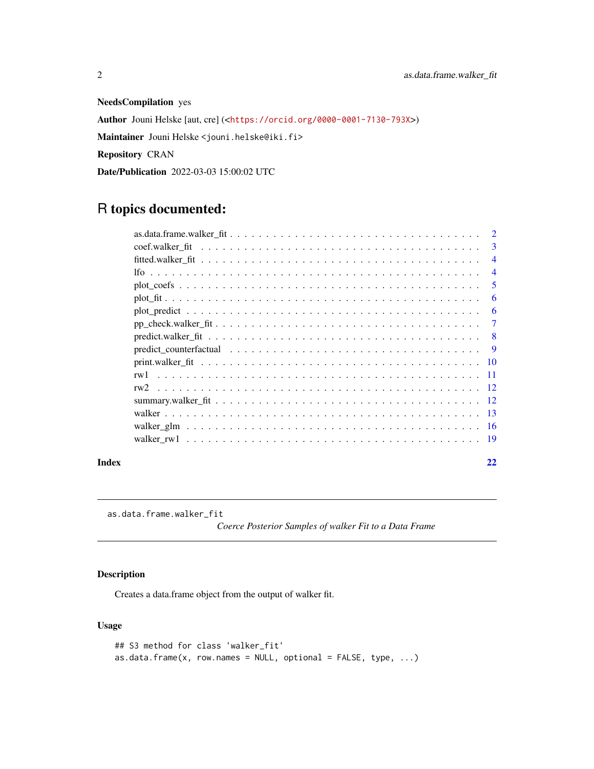**NeedsCompilation** yes

**Author** Jouni Helske [aut, cre] (<https://orcid.org/0000-0001-7130-793X>)

**Maintainer** Jouni Helske <jouni.helske@iki.fi>

**Repository** CRAN

**Date/Publication** 2022-03-03 15:00:02 UTC

# R topics documented:

| | |
|---|---|
| as.data.frame.walker_fit | 2 |
| coef.walker_fit | 3 |
| fitted.walker_fit | 4 |
| lfo | 4 |
| plot_coefs | 5 |
| plot_fit | 6 |
| plot_predict | 6 |
| pp_check.walker_fit | 7 |
| predict.walker_fit | 8 |
| predict_counterfactual | 9 |
| print.walker_fit | 10 |
| rw1 | 11 |
| rw2 | 12 |
| summary.walker_fit | 12 |
| walker | 13 |
| walker_glm | 16 |
| walker_rw1 | 19 |

**Index** **22**

---

`as.data.frame.walker_fit` *Coerce Posterior Samples of walker Fit to a Data Frame*

---

## Description

Creates a data.frame object from the output of walker fit.

## Usage

```
## S3 method for class 'walker_fit'
as.data.frame(x, row.names = NULL, optional = FALSE, type, ...)
```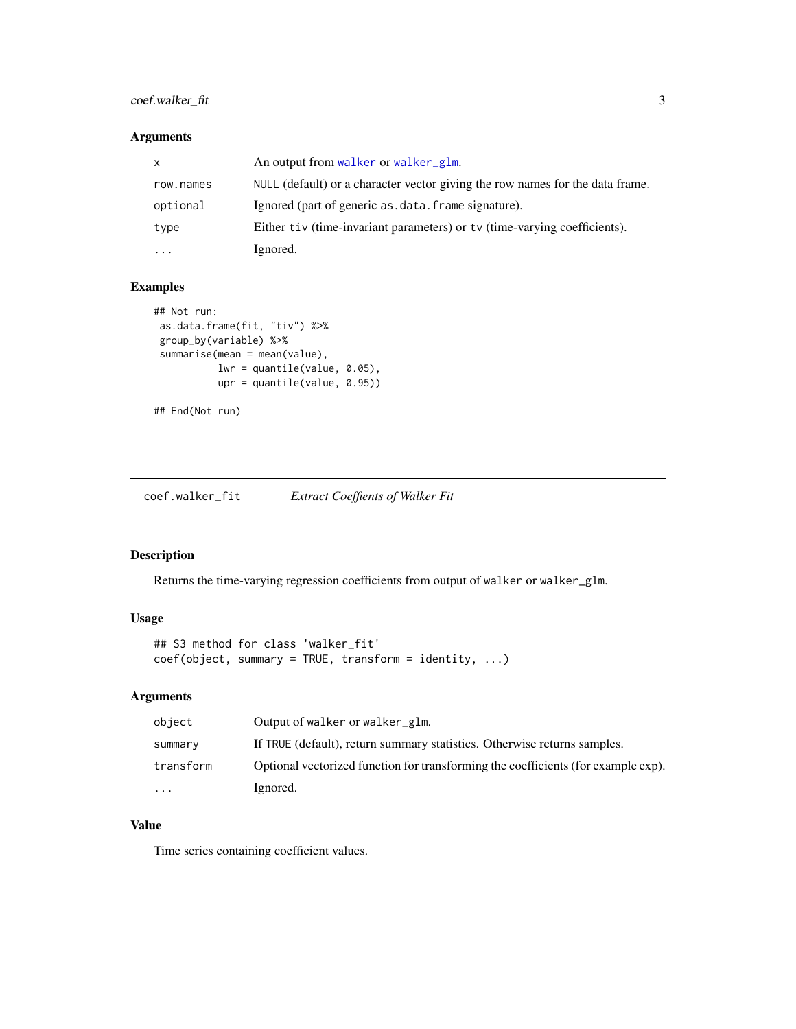### Arguments

| | |
|---|---|
| `x` | An output from `walker` or `walker_glm`. |
| `row.names` | `NULL` (default) or a character vector giving the row names for the data frame. |
| `optional` | Ignored (part of generic `as.data.frame` signature). |
| `type` | Either `tiv` (time-invariant parameters) or `tv` (time-varying coefficients). |
| `...` | Ignored. |

### Examples

```
## Not run:
 as.data.frame(fit, "tiv") %>%
 group_by(variable) %>%
 summarise(mean = mean(value),
           lwr = quantile(value, 0.05),
           upr = quantile(value, 0.95))

## End(Not run)
```

---

## `coef.walker_fit` *Extract Coeffients of Walker Fit*

---

### Description

Returns the time-varying regression coefficients from output of `walker` or `walker_glm`.

### Usage

```
## S3 method for class 'walker_fit'
coef(object, summary = TRUE, transform = identity, ...)
```

### Arguments

| | |
|---|---|
| `object` | Output of `walker` or `walker_glm`. |
| `summary` | If `TRUE` (default), return summary statistics. Otherwise returns samples. |
| `transform` | Optional vectorized function for transforming the coefficients (for example exp). |
| `...` | Ignored. |

### Value

Time series containing coefficient values.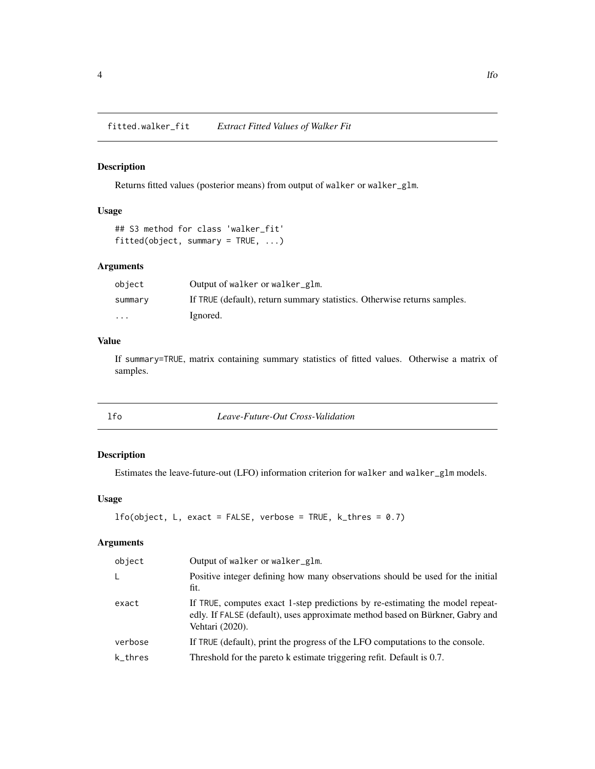## fitted.walker_fit — *Extract Fitted Values of Walker Fit*

### Description

Returns fitted values (posterior means) from output of `walker` or `walker_glm`.

### Usage

```
## S3 method for class 'walker_fit'
fitted(object, summary = TRUE, ...)
```

### Arguments

| | |
|---|---|
| `object` | Output of `walker` or `walker_glm`. |
| `summary` | If `TRUE` (default), return summary statistics. Otherwise returns samples. |
| `...` | Ignored. |

### Value

If `summary=TRUE`, matrix containing summary statistics of fitted values. Otherwise a matrix of samples.

## lfo — *Leave-Future-Out Cross-Validation*

### Description

Estimates the leave-future-out (LFO) information criterion for `walker` and `walker_glm` models.

### Usage

```
lfo(object, L, exact = FALSE, verbose = TRUE, k_thres = 0.7)
```

### Arguments

| | |
|---|---|
| `object` | Output of `walker` or `walker_glm`. |
| `L` | Positive integer defining how many observations should be used for the initial fit. |
| `exact` | If `TRUE`, computes exact 1-step predictions by re-estimating the model repeatedly. If `FALSE` (default), uses approximate method based on Bürkner, Gabry and Vehtari (2020). |
| `verbose` | If `TRUE` (default), print the progress of the LFO computations to the console. |
| `k_thres` | Threshold for the pareto k estimate triggering refit. Default is 0.7. |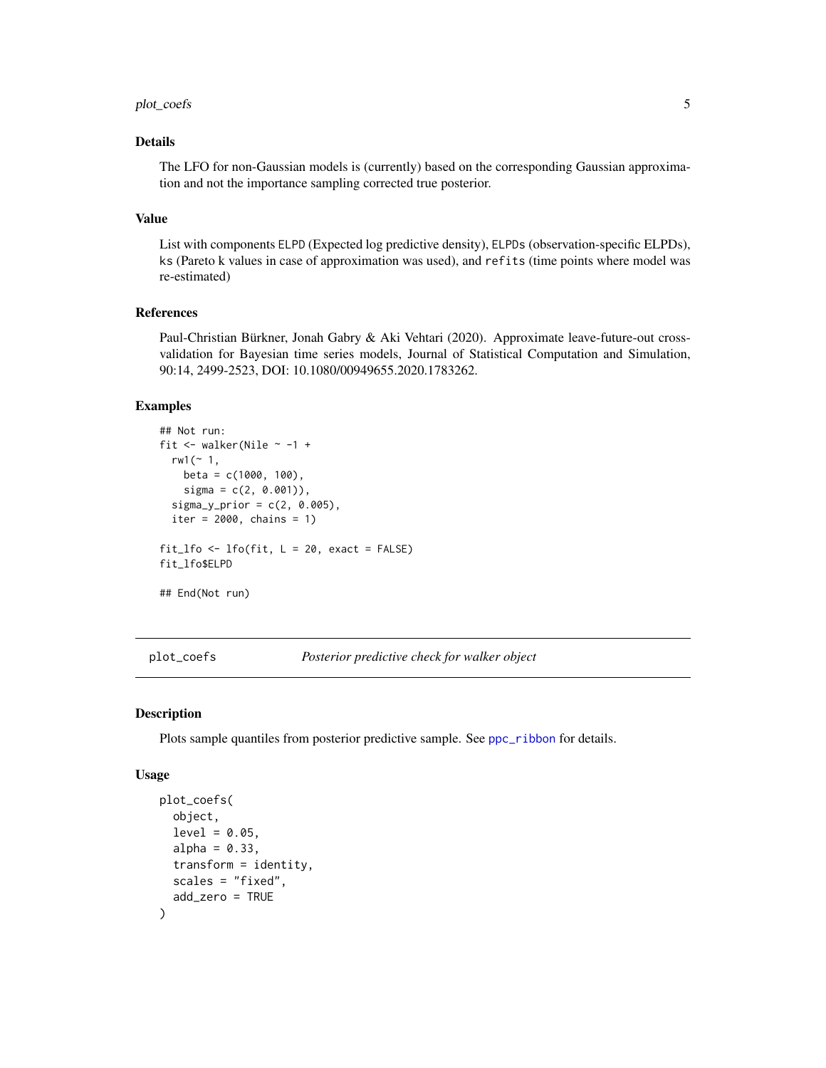### Details

The LFO for non-Gaussian models is (currently) based on the corresponding Gaussian approximation and not the importance sampling corrected true posterior.

### Value

List with components `ELPD` (Expected log predictive density), `ELPDs` (observation-specific ELPDs), `ks` (Pareto k values in case of approximation was used), and `refits` (time points where model was re-estimated)

### References

Paul-Christian Bürkner, Jonah Gabry & Aki Vehtari (2020). Approximate leave-future-out cross-validation for Bayesian time series models, Journal of Statistical Computation and Simulation, 90:14, 2499-2523, DOI: 10.1080/00949655.2020.1783262.

### Examples

```
## Not run:
fit <- walker(Nile ~ -1 +
  rw1(~ 1,
    beta = c(1000, 100),
    sigma = c(2, 0.001)),
  sigma_y_prior = c(2, 0.005),
  iter = 2000, chains = 1)

fit_lfo <- lfo(fit, L = 20, exact = FALSE)
fit_lfo$ELPD

## End(Not run)
```

---

## plot_coefs — *Posterior predictive check for walker object*

### Description

Plots sample quantiles from posterior predictive sample. See `ppc_ribbon` for details.

### Usage

```
plot_coefs(
  object,
  level = 0.05,
  alpha = 0.33,
  transform = identity,
  scales = "fixed",
  add_zero = TRUE
)
```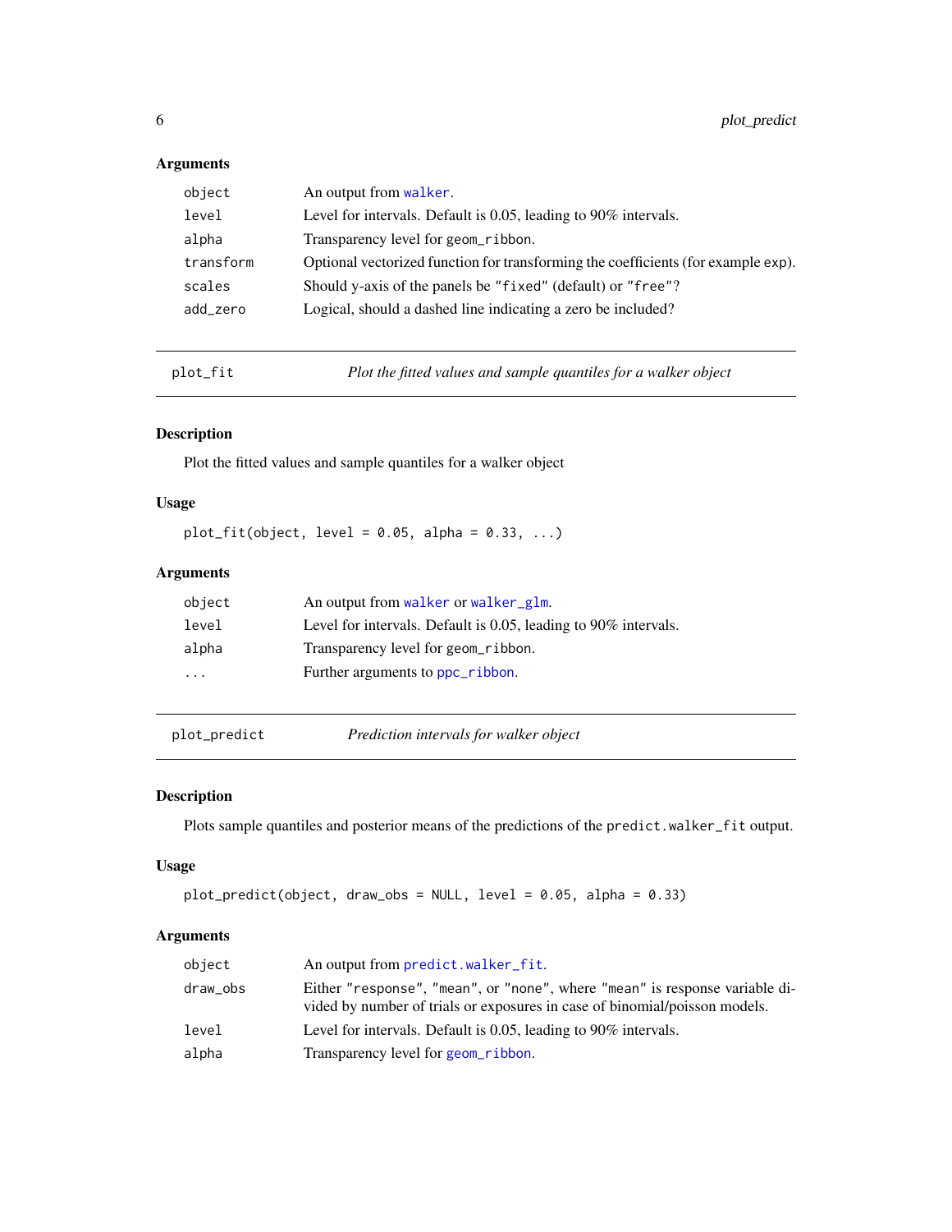### Arguments

| | |
|---|---|
| `object` | An output from `walker`. |
| `level` | Level for intervals. Default is 0.05, leading to 90% intervals. |
| `alpha` | Transparency level for `geom_ribbon`. |
| `transform` | Optional vectorized function for transforming the coefficients (for example `exp`). |
| `scales` | Should y-axis of the panels be `"fixed"` (default) or `"free"`? |
| `add_zero` | Logical, should a dashed line indicating a zero be included? |

---

## `plot_fit` — *Plot the fitted values and sample quantiles for a walker object*

---

### Description

Plot the fitted values and sample quantiles for a walker object

### Usage

```
plot_fit(object, level = 0.05, alpha = 0.33, ...)
```

### Arguments

| | |
|---|---|
| `object` | An output from `walker` or `walker_glm`. |
| `level` | Level for intervals. Default is 0.05, leading to 90% intervals. |
| `alpha` | Transparency level for `geom_ribbon`. |
| `...` | Further arguments to `ppc_ribbon`. |

---

## `plot_predict` — *Prediction intervals for walker object*

---

### Description

Plots sample quantiles and posterior means of the predictions of the `predict.walker_fit` output.

### Usage

```
plot_predict(object, draw_obs = NULL, level = 0.05, alpha = 0.33)
```

### Arguments

| | |
|---|---|
| `object` | An output from `predict.walker_fit`. |
| `draw_obs` | Either `"response"`, `"mean"`, or `"none"`, where `"mean"` is response variable divided by number of trials or exposures in case of binomial/poisson models. |
| `level` | Level for intervals. Default is 0.05, leading to 90% intervals. |
| `alpha` | Transparency level for `geom_ribbon`. |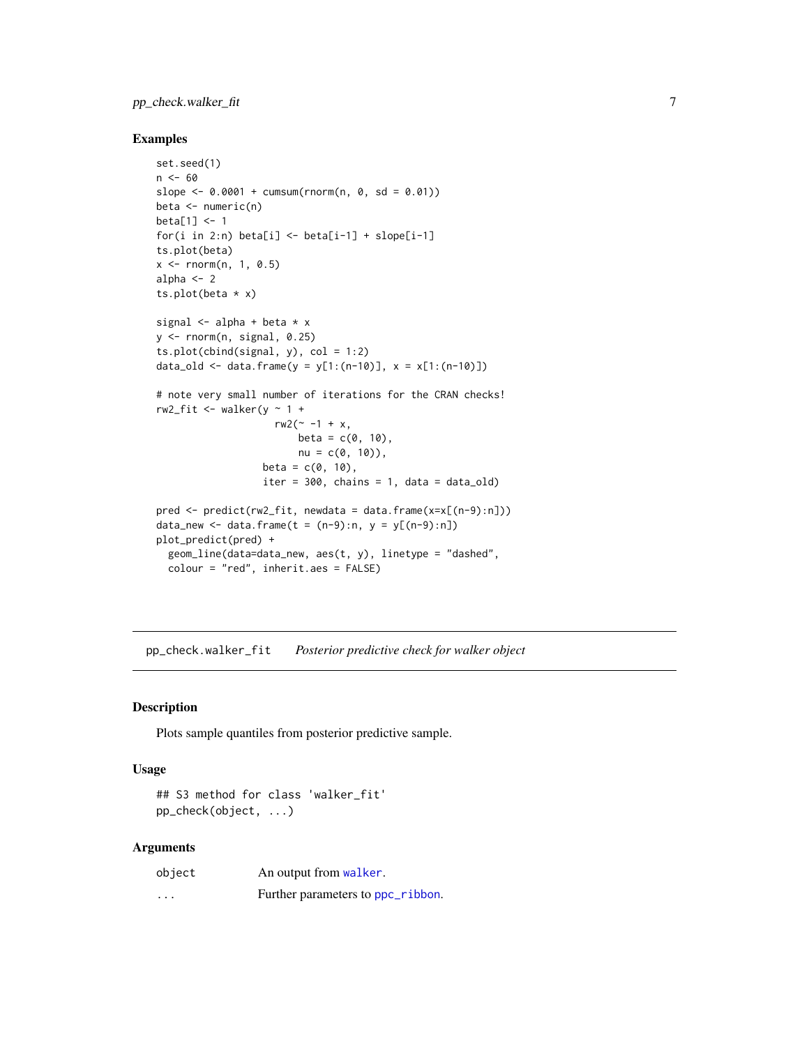## Examples

```
set.seed(1)
n <- 60
slope <- 0.0001 + cumsum(rnorm(n, 0, sd = 0.01))
beta <- numeric(n)
beta[1] <- 1
for(i in 2:n) beta[i] <- beta[i-1] + slope[i-1]
ts.plot(beta)
x <- rnorm(n, 1, 0.5)
alpha <- 2
ts.plot(beta * x)

signal <- alpha + beta * x
y <- rnorm(n, signal, 0.25)
ts.plot(cbind(signal, y), col = 1:2)
data_old <- data.frame(y = y[1:(n-10)], x = x[1:(n-10)])

# note very small number of iterations for the CRAN checks!
rw2_fit <- walker(y ~ 1 +
                    rw2(~ -1 + x,
                        beta = c(0, 10),
                        nu = c(0, 10)),
                  beta = c(0, 10),
                  iter = 300, chains = 1, data = data_old)

pred <- predict(rw2_fit, newdata = data.frame(x=x[(n-9):n]))
data_new <- data.frame(t = (n-9):n, y = y[(n-9):n])
plot_predict(pred) +
  geom_line(data=data_new, aes(t, y), linetype = "dashed",
  colour = "red", inherit.aes = FALSE)
```

---

# pp_check.walker_fit — *Posterior predictive check for walker object*

## Description

Plots sample quantiles from posterior predictive sample.

## Usage

```
## S3 method for class 'walker_fit'
pp_check(object, ...)
```

## Arguments

| | |
|---|---|
| object | An output from walker. |
| ... | Further parameters to ppc_ribbon. |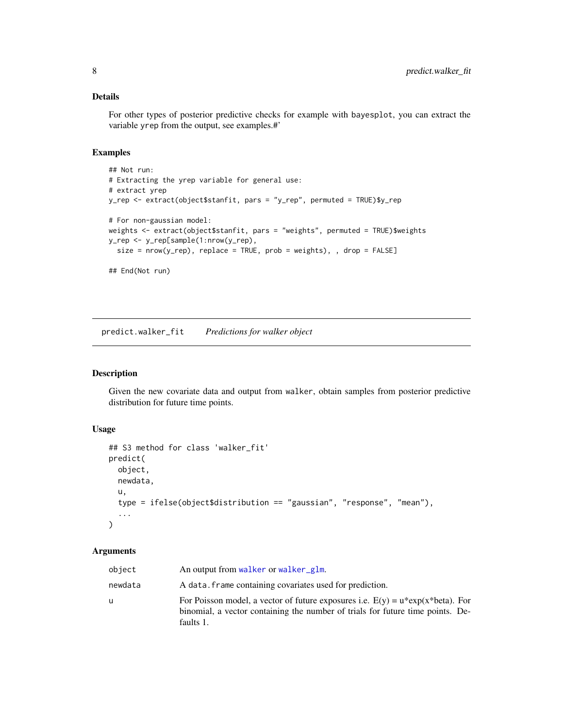### Details

For other types of posterior predictive checks for example with `bayesplot`, you can extract the variable `yrep` from the output, see examples.#'

### Examples

```
## Not run:
# Extracting the yrep variable for general use:
# extract yrep
y_rep <- extract(object$stanfit, pars = "y_rep", permuted = TRUE)$y_rep

# For non-gaussian model:
weights <- extract(object$stanfit, pars = "weights", permuted = TRUE)$weights
y_rep <- y_rep[sample(1:nrow(y_rep),
  size = nrow(y_rep), replace = TRUE, prob = weights), , drop = FALSE]

## End(Not run)
```

---

## predict.walker_fit    *Predictions for walker object*

### Description

Given the new covariate data and output from `walker`, obtain samples from posterior predictive distribution for future time points.

### Usage

```
## S3 method for class 'walker_fit'
predict(
  object,
  newdata,
  u,
  type = ifelse(object$distribution == "gaussian", "response", "mean"),
  ...
)
```

### Arguments

| | |
|---|---|
| `object` | An output from `walker` or `walker_glm`. |
| `newdata` | A `data.frame` containing covariates used for prediction. |
| `u` | For Poisson model, a vector of future exposures i.e. E(y) = u*exp(x*beta). For binomial, a vector containing the number of trials for future time points. Defaults 1. |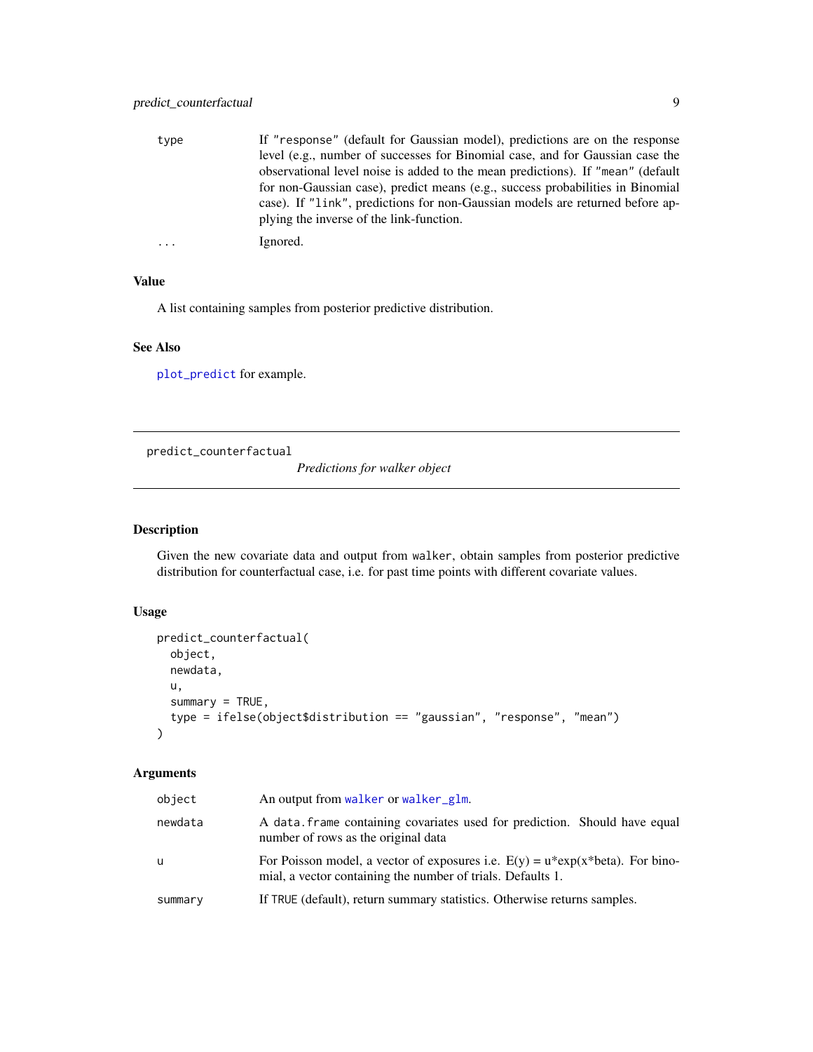| | |
|---|---|
| `type` | If `"response"` (default for Gaussian model), predictions are on the response level (e.g., number of successes for Binomial case, and for Gaussian case the observational level noise is added to the mean predictions). If `"mean"` (default for non-Gaussian case), predict means (e.g., success probabilities in Binomial case). If `"link"`, predictions for non-Gaussian models are returned before applying the inverse of the link-function. |
| `...` | Ignored. |

### Value

A list containing samples from posterior predictive distribution.

### See Also

`plot_predict` for example.

---

## predict_counterfactual — *Predictions for walker object*

---

### Description

Given the new covariate data and output from `walker`, obtain samples from posterior predictive distribution for counterfactual case, i.e. for past time points with different covariate values.

### Usage

```
predict_counterfactual(
  object,
  newdata,
  u,
  summary = TRUE,
  type = ifelse(object$distribution == "gaussian", "response", "mean")
)
```

### Arguments

| | |
|---|---|
| `object` | An output from `walker` or `walker_glm`. |
| `newdata` | A `data.frame` containing covariates used for prediction. Should have equal number of rows as the original data |
| `u` | For Poisson model, a vector of exposures i.e. E(y) = u*exp(x*beta). For binomial, a vector containing the number of trials. Defaults 1. |
| `summary` | If `TRUE` (default), return summary statistics. Otherwise returns samples. |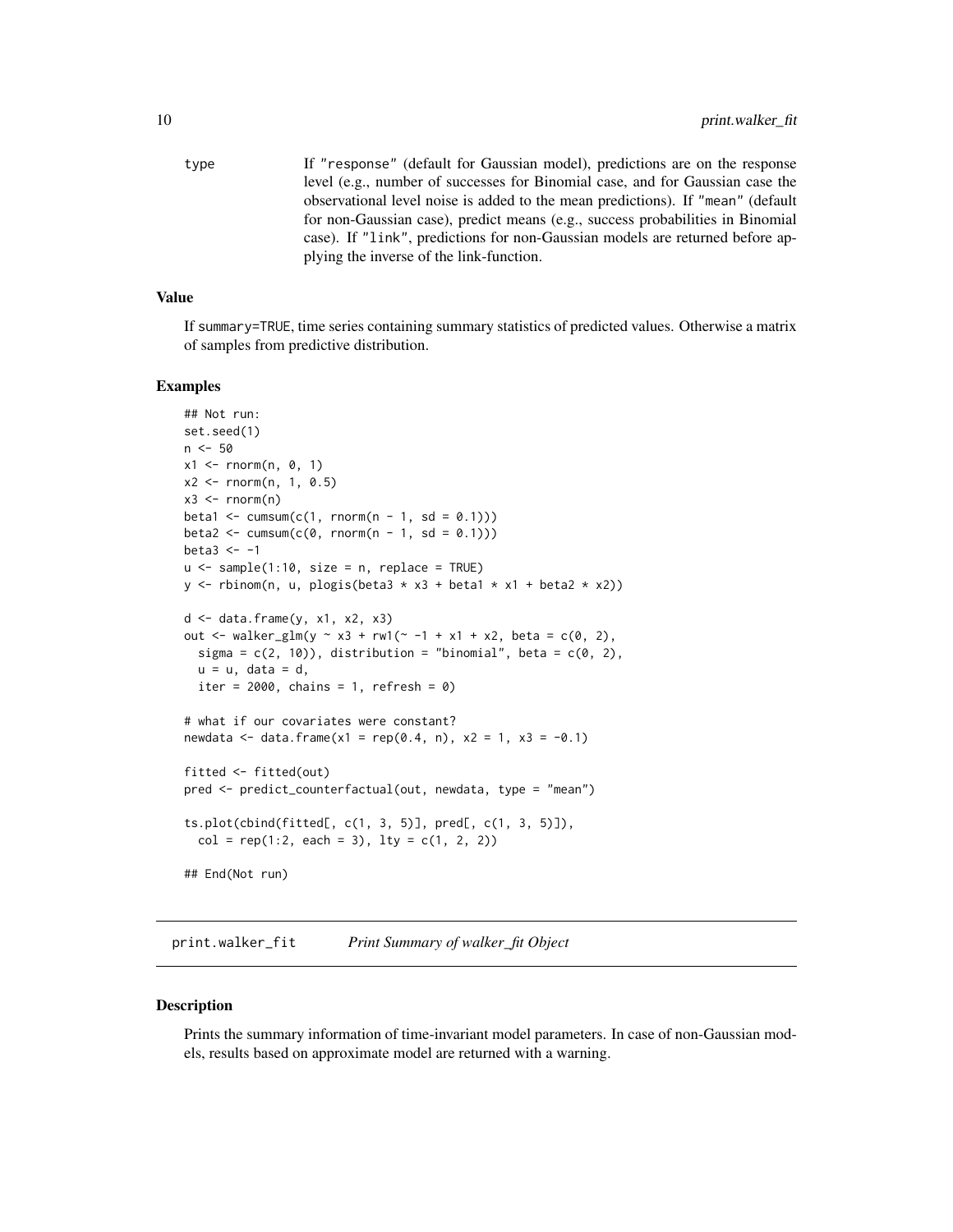type
: If "response" (default for Gaussian model), predictions are on the response level (e.g., number of successes for Binomial case, and for Gaussian case the observational level noise is added to the mean predictions). If "mean" (default for non-Gaussian case), predict means (e.g., success probabilities in Binomial case). If "link", predictions for non-Gaussian models are returned before applying the inverse of the link-function.

### Value

If summary=TRUE, time series containing summary statistics of predicted values. Otherwise a matrix of samples from predictive distribution.

### Examples

```
## Not run:
set.seed(1)
n <- 50
x1 <- rnorm(n, 0, 1)
x2 <- rnorm(n, 1, 0.5)
x3 <- rnorm(n)
beta1 <- cumsum(c(1, rnorm(n - 1, sd = 0.1)))
beta2 <- cumsum(c(0, rnorm(n - 1, sd = 0.1)))
beta3 <- -1
u <- sample(1:10, size = n, replace = TRUE)
y <- rbinom(n, u, plogis(beta3 * x3 + beta1 * x1 + beta2 * x2))

d <- data.frame(y, x1, x2, x3)
out <- walker_glm(y ~ x3 + rw1(~ -1 + x1 + x2, beta = c(0, 2),
  sigma = c(2, 10)), distribution = "binomial", beta = c(0, 2),
  u = u, data = d,
  iter = 2000, chains = 1, refresh = 0)

# what if our covariates were constant?
newdata <- data.frame(x1 = rep(0.4, n), x2 = 1, x3 = -0.1)

fitted <- fitted(out)
pred <- predict_counterfactual(out, newdata, type = "mean")

ts.plot(cbind(fitted[, c(1, 3, 5)], pred[, c(1, 3, 5)]),
  col = rep(1:2, each = 3), lty = c(1, 2, 2))

## End(Not run)
```

---

## print.walker_fit *Print Summary of walker_fit Object*

### Description

Prints the summary information of time-invariant model parameters. In case of non-Gaussian models, results based on approximate model are returned with a warning.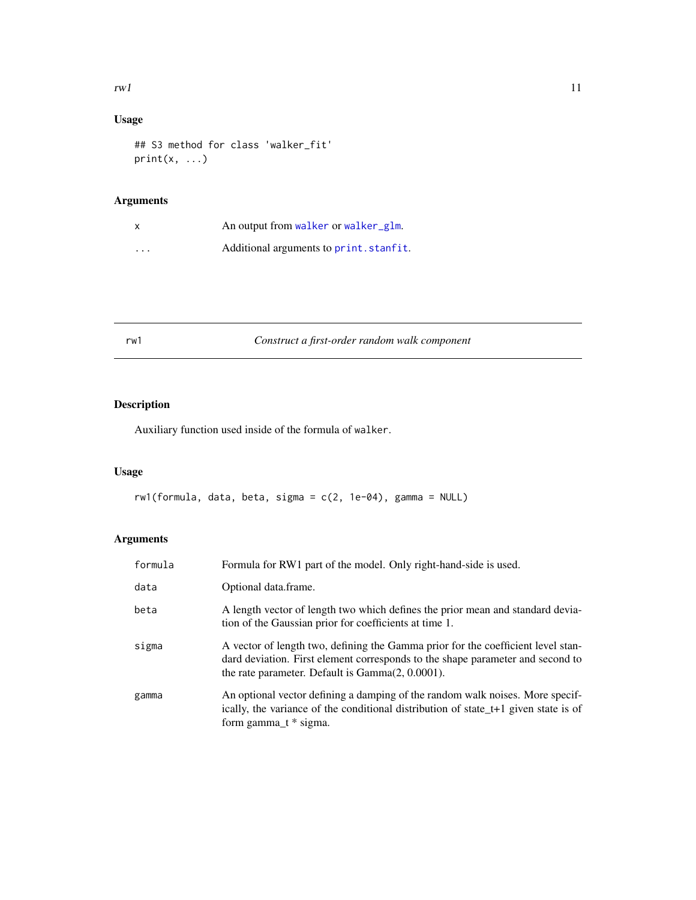## Usage

```
## S3 method for class 'walker_fit'
print(x, ...)
```

## Arguments

| | |
|---|---|
| x | An output from walker or walker_glm. |
| ... | Additional arguments to print.stanfit. |

---

# rw1 — *Construct a first-order random walk component*

## Description

Auxiliary function used inside of the formula of walker.

## Usage

```
rw1(formula, data, beta, sigma = c(2, 1e-04), gamma = NULL)
```

## Arguments

| | |
|---|---|
| formula | Formula for RW1 part of the model. Only right-hand-side is used. |
| data | Optional data.frame. |
| beta | A length vector of length two which defines the prior mean and standard deviation of the Gaussian prior for coefficients at time 1. |
| sigma | A vector of length two, defining the Gamma prior for the coefficient level standard deviation. First element corresponds to the shape parameter and second to the rate parameter. Default is Gamma(2, 0.0001). |
| gamma | An optional vector defining a damping of the random walk noises. More specifically, the variance of the conditional distribution of state_t+1 given state is of form gamma_t * sigma. |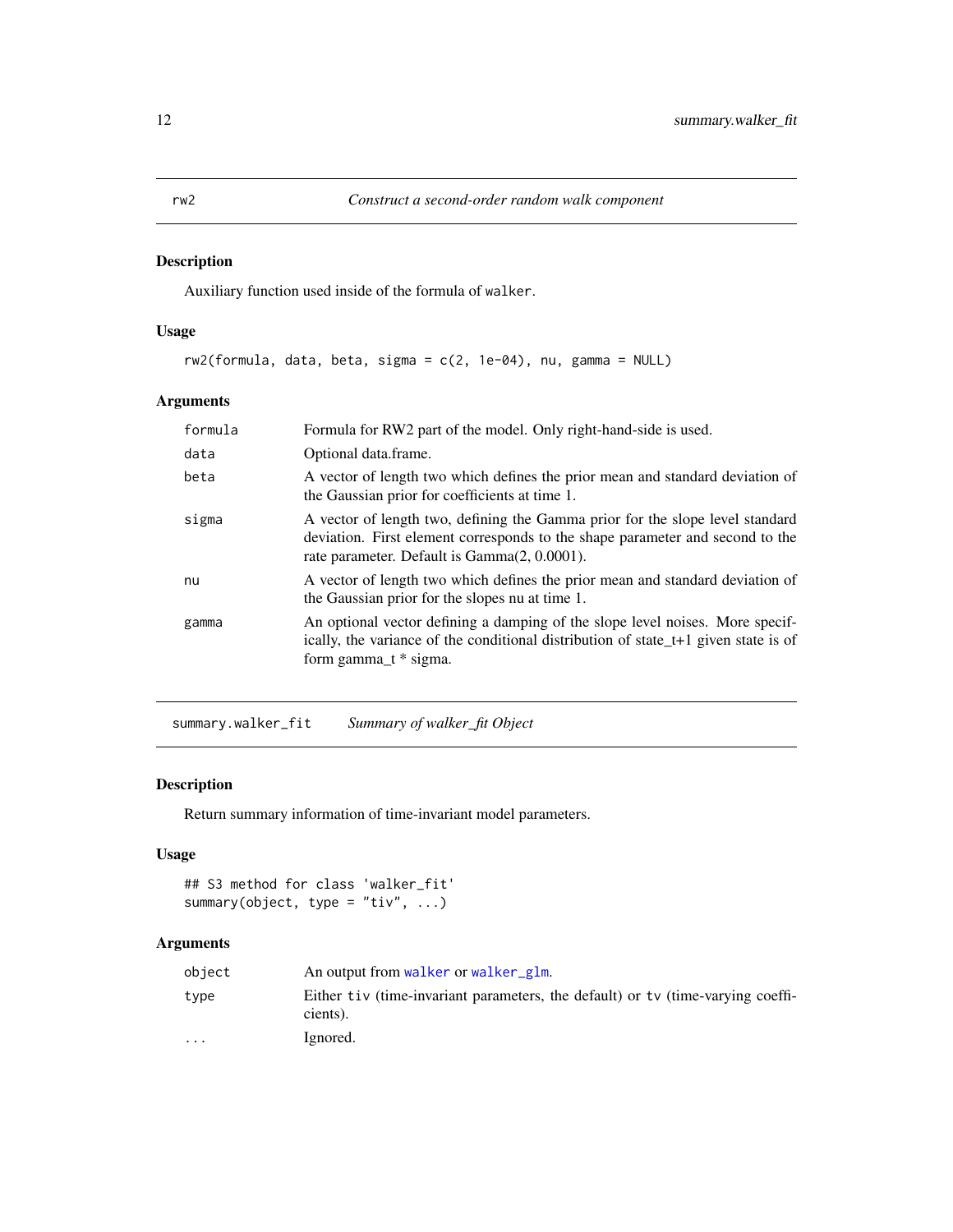## rw2 — *Construct a second-order random walk component*

### Description

Auxiliary function used inside of the formula of `walker`.

### Usage

```
rw2(formula, data, beta, sigma = c(2, 1e-04), nu, gamma = NULL)
```

### Arguments

| | |
|---|---|
| `formula` | Formula for RW2 part of the model. Only right-hand-side is used. |
| `data` | Optional data.frame. |
| `beta` | A vector of length two which defines the prior mean and standard deviation of the Gaussian prior for coefficients at time 1. |
| `sigma` | A vector of length two, defining the Gamma prior for the slope level standard deviation. First element corresponds to the shape parameter and second to the rate parameter. Default is Gamma(2, 0.0001). |
| `nu` | A vector of length two which defines the prior mean and standard deviation of the Gaussian prior for the slopes nu at time 1. |
| `gamma` | An optional vector defining a damping of the slope level noises. More specifically, the variance of the conditional distribution of state_t+1 given state is of form gamma_t * sigma. |

## summary.walker_fit — *Summary of walker_fit Object*

### Description

Return summary information of time-invariant model parameters.

### Usage

```
## S3 method for class 'walker_fit'
summary(object, type = "tiv", ...)
```

### Arguments

| | |
|---|---|
| `object` | An output from `walker` or `walker_glm`. |
| `type` | Either `tiv` (time-invariant parameters, the default) or `tv` (time-varying coefficients). |
| `...` | Ignored. |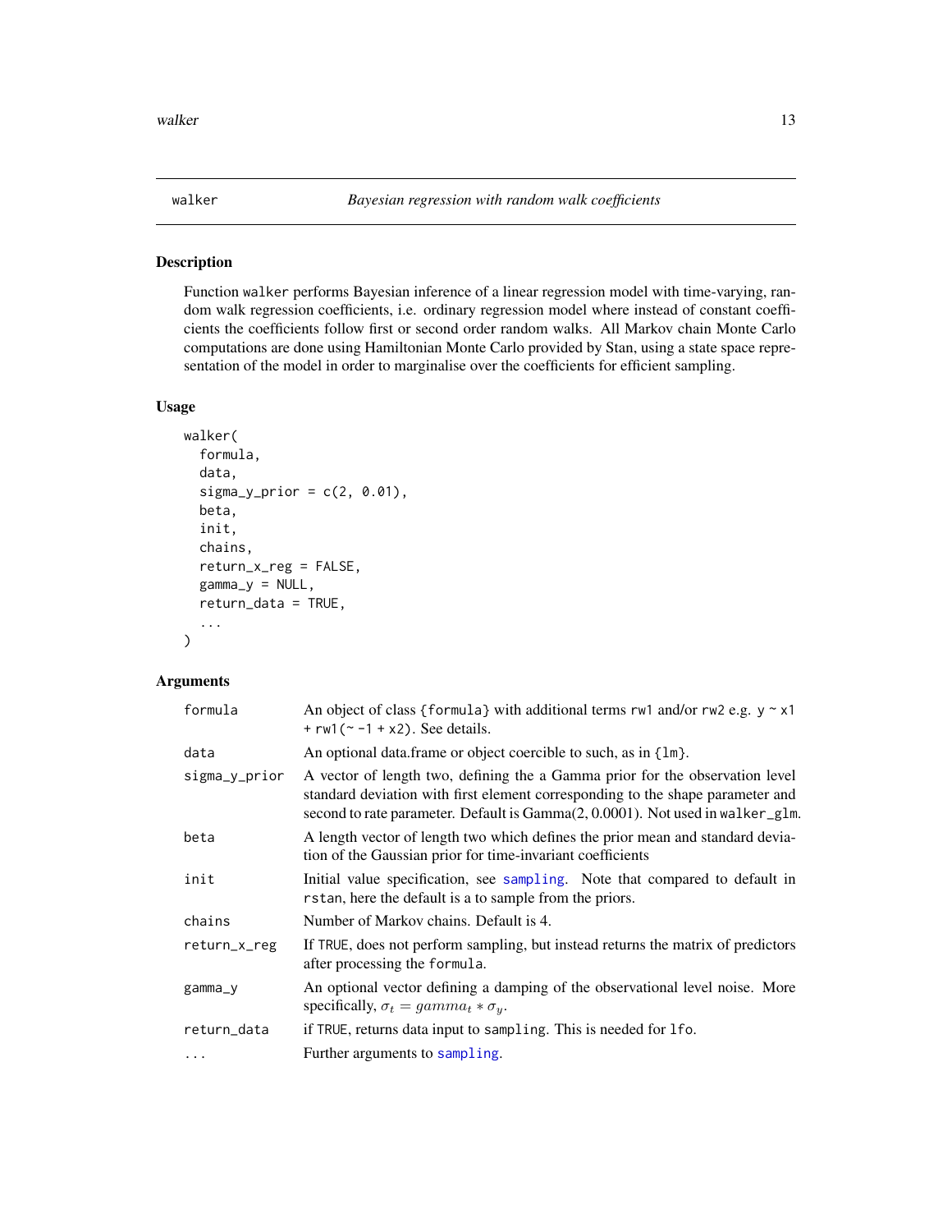## walker — *Bayesian regression with random walk coefficients*

### Description

Function `walker` performs Bayesian inference of a linear regression model with time-varying, random walk regression coefficients, i.e. ordinary regression model where instead of constant coefficients the coefficients follow first or second order random walks. All Markov chain Monte Carlo computations are done using Hamiltonian Monte Carlo provided by Stan, using a state space representation of the model in order to marginalise over the coefficients for efficient sampling.

### Usage

```
walker(
  formula,
  data,
  sigma_y_prior = c(2, 0.01),
  beta,
  init,
  chains,
  return_x_reg = FALSE,
  gamma_y = NULL,
  return_data = TRUE,
  ...
)
```

### Arguments

| | |
|---|---|
| `formula` | An object of class {`formula`} with additional terms `rw1` and/or `rw2` e.g. `y ~ x1 + rw1(~ -1 + x2)`. See details. |
| `data` | An optional data.frame or object coercible to such, as in {`lm`}. |
| `sigma_y_prior` | A vector of length two, defining the a Gamma prior for the observation level standard deviation with first element corresponding to the shape parameter and second to rate parameter. Default is Gamma(2, 0.0001). Not used in `walker_glm`. |
| `beta` | A length vector of length two which defines the prior mean and standard deviation of the Gaussian prior for time-invariant coefficients |
| `init` | Initial value specification, see `sampling`. Note that compared to default in `rstan`, here the default is a to sample from the priors. |
| `chains` | Number of Markov chains. Default is 4. |
| `return_x_reg` | If `TRUE`, does not perform sampling, but instead returns the matrix of predictors after processing the `formula`. |
| `gamma_y` | An optional vector defining a damping of the observational level noise. More specifically, $\sigma_t = gamma_t * \sigma_y$. |
| `return_data` | if `TRUE`, returns data input to `sampling`. This is needed for `lfo`. |
| `...` | Further arguments to `sampling`. |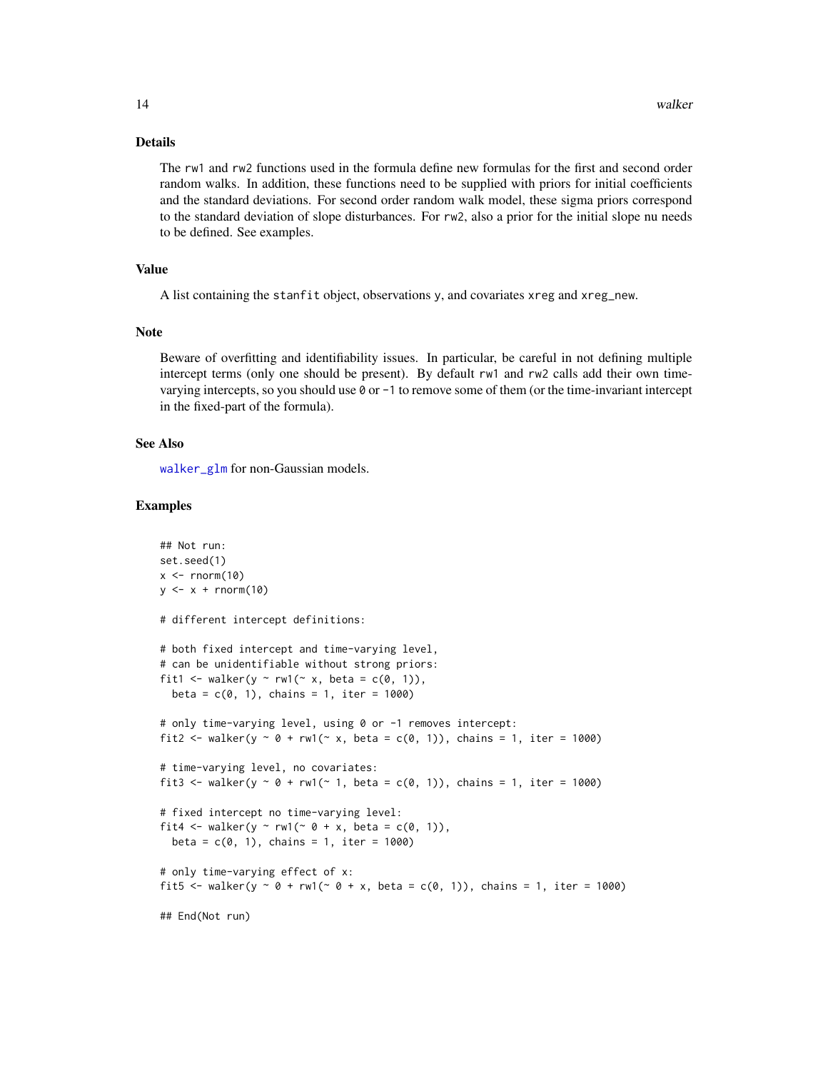### Details

The `rw1` and `rw2` functions used in the formula define new formulas for the first and second order random walks. In addition, these functions need to be supplied with priors for initial coefficients and the standard deviations. For second order random walk model, these sigma priors correspond to the standard deviation of slope disturbances. For `rw2`, also a prior for the initial slope nu needs to be defined. See examples.

### Value

A list containing the `stanfit` object, observations `y`, and covariates `xreg` and `xreg_new`.

### Note

Beware of overfitting and identifiability issues. In particular, be careful in not defining multiple intercept terms (only one should be present). By default `rw1` and `rw2` calls add their own time-varying intercepts, so you should use `0` or `-1` to remove some of them (or the time-invariant intercept in the fixed-part of the formula).

### See Also

`walker_glm` for non-Gaussian models.

### Examples

```
## Not run:
set.seed(1)
x <- rnorm(10)
y <- x + rnorm(10)

# different intercept definitions:

# both fixed intercept and time-varying level,
# can be unidentifiable without strong priors:
fit1 <- walker(y ~ rw1(~ x, beta = c(0, 1)),
  beta = c(0, 1), chains = 1, iter = 1000)

# only time-varying level, using 0 or -1 removes intercept:
fit2 <- walker(y ~ 0 + rw1(~ x, beta = c(0, 1)), chains = 1, iter = 1000)

# time-varying level, no covariates:
fit3 <- walker(y ~ 0 + rw1(~ 1, beta = c(0, 1)), chains = 1, iter = 1000)

# fixed intercept no time-varying level:
fit4 <- walker(y ~ rw1(~ 0 + x, beta = c(0, 1)),
  beta = c(0, 1), chains = 1, iter = 1000)

# only time-varying effect of x:
fit5 <- walker(y ~ 0 + rw1(~ 0 + x, beta = c(0, 1)), chains = 1, iter = 1000)

## End(Not run)
```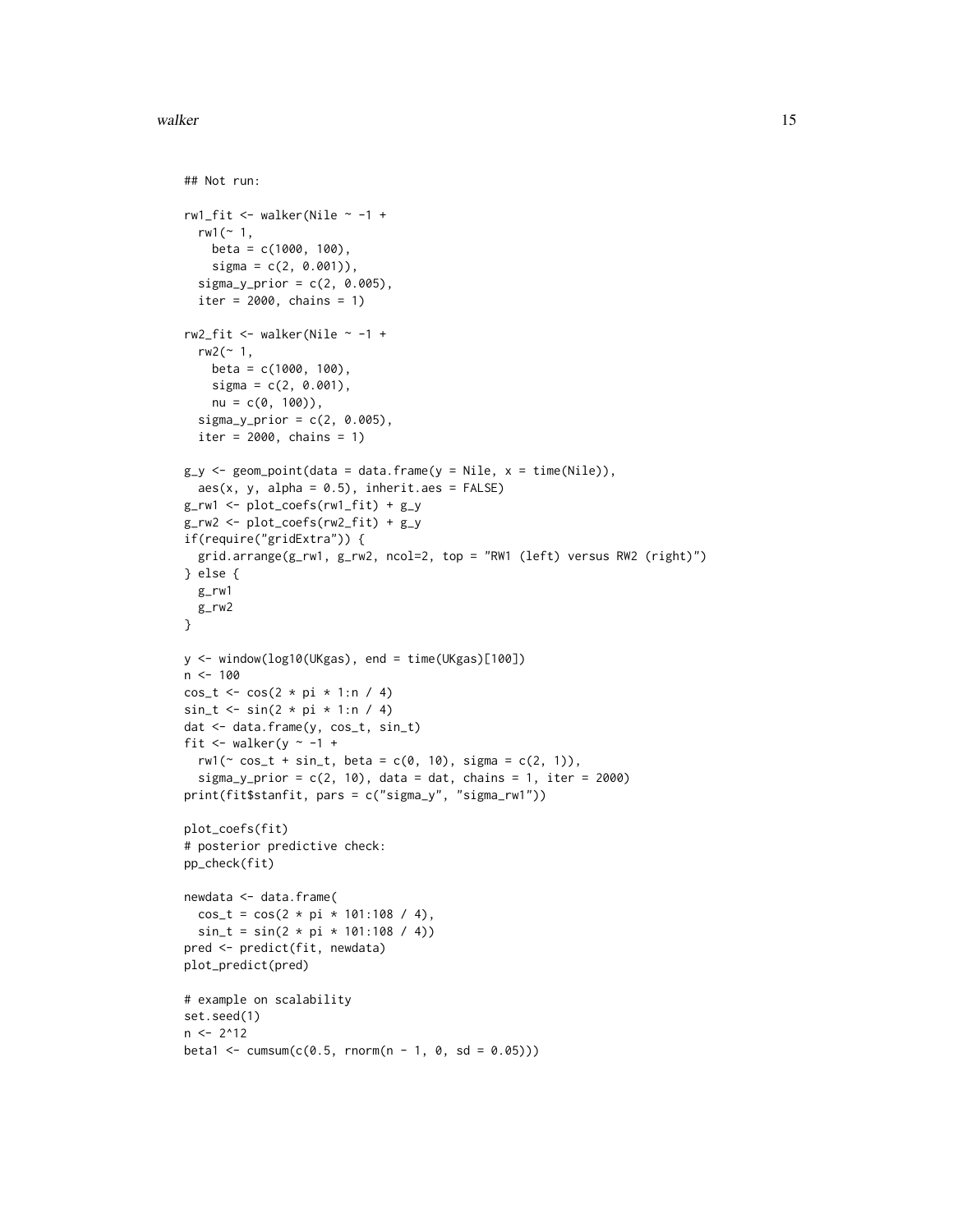```
## Not run:

rw1_fit <- walker(Nile ~ -1 +
  rw1(~ 1,
    beta = c(1000, 100),
    sigma = c(2, 0.001)),
  sigma_y_prior = c(2, 0.005),
  iter = 2000, chains = 1)

rw2_fit <- walker(Nile ~ -1 +
  rw2(~ 1,
    beta = c(1000, 100),
    sigma = c(2, 0.001),
    nu = c(0, 100)),
  sigma_y_prior = c(2, 0.005),
  iter = 2000, chains = 1)

g_y <- geom_point(data = data.frame(y = Nile, x = time(Nile)),
  aes(x, y, alpha = 0.5), inherit.aes = FALSE)
g_rw1 <- plot_coefs(rw1_fit) + g_y
g_rw2 <- plot_coefs(rw2_fit) + g_y
if(require("gridExtra")) {
  grid.arrange(g_rw1, g_rw2, ncol=2, top = "RW1 (left) versus RW2 (right)")
} else {
  g_rw1
  g_rw2
}

y <- window(log10(UKgas), end = time(UKgas)[100])
n <- 100
cos_t <- cos(2 * pi * 1:n / 4)
sin_t <- sin(2 * pi * 1:n / 4)
dat <- data.frame(y, cos_t, sin_t)
fit <- walker(y ~ -1 +
  rw1(~ cos_t + sin_t, beta = c(0, 10), sigma = c(2, 1)),
  sigma_y_prior = c(2, 10), data = dat, chains = 1, iter = 2000)
print(fit$stanfit, pars = c("sigma_y", "sigma_rw1"))

plot_coefs(fit)
# posterior predictive check:
pp_check(fit)

newdata <- data.frame(
  cos_t = cos(2 * pi * 101:108 / 4),
  sin_t = sin(2 * pi * 101:108 / 4))
pred <- predict(fit, newdata)
plot_predict(pred)

# example on scalability
set.seed(1)
n <- 2^12
beta1 <- cumsum(c(0.5, rnorm(n - 1, 0, sd = 0.05)))
```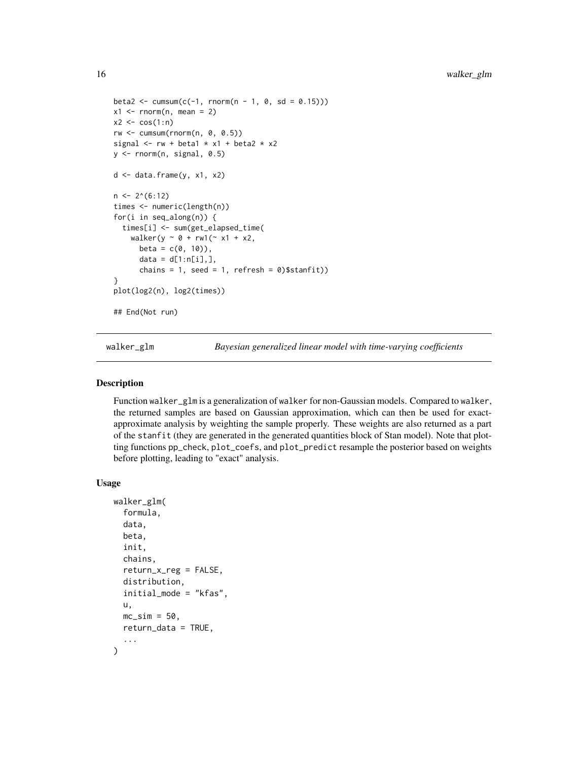```
beta2 <- cumsum(c(-1, rnorm(n - 1, 0, sd = 0.15)))
x1 <- rnorm(n, mean = 2)
x2 <- cos(1:n)
rw <- cumsum(rnorm(n, 0, 0.5))
signal <- rw + beta1 * x1 + beta2 * x2
y <- rnorm(n, signal, 0.5)

d <- data.frame(y, x1, x2)

n <- 2^(6:12)
times <- numeric(length(n))
for(i in seq_along(n)) {
  times[i] <- sum(get_elapsed_time(
    walker(y ~ 0 + rw1(~ x1 + x2,
      beta = c(0, 10)),
      data = d[1:n[i],],
      chains = 1, seed = 1, refresh = 0)$stanfit))
}
plot(log2(n), log2(times))

## End(Not run)
```

## walker_glm — *Bayesian generalized linear model with time-varying coefficients*

### Description

Function `walker_glm` is a generalization of `walker` for non-Gaussian models. Compared to `walker`, the returned samples are based on Gaussian approximation, which can then be used for exact-approximate analysis by weighting the sample properly. These weights are also returned as a part of the `stanfit` (they are generated in the generated quantities block of Stan model). Note that plotting functions `pp_check`, `plot_coefs`, and `plot_predict` resample the posterior based on weights before plotting, leading to "exact" analysis.

### Usage

```
walker_glm(
  formula,
  data,
  beta,
  init,
  chains,
  return_x_reg = FALSE,
  distribution,
  initial_mode = "kfas",
  u,
  mc_sim = 50,
  return_data = TRUE,
  ...
)
```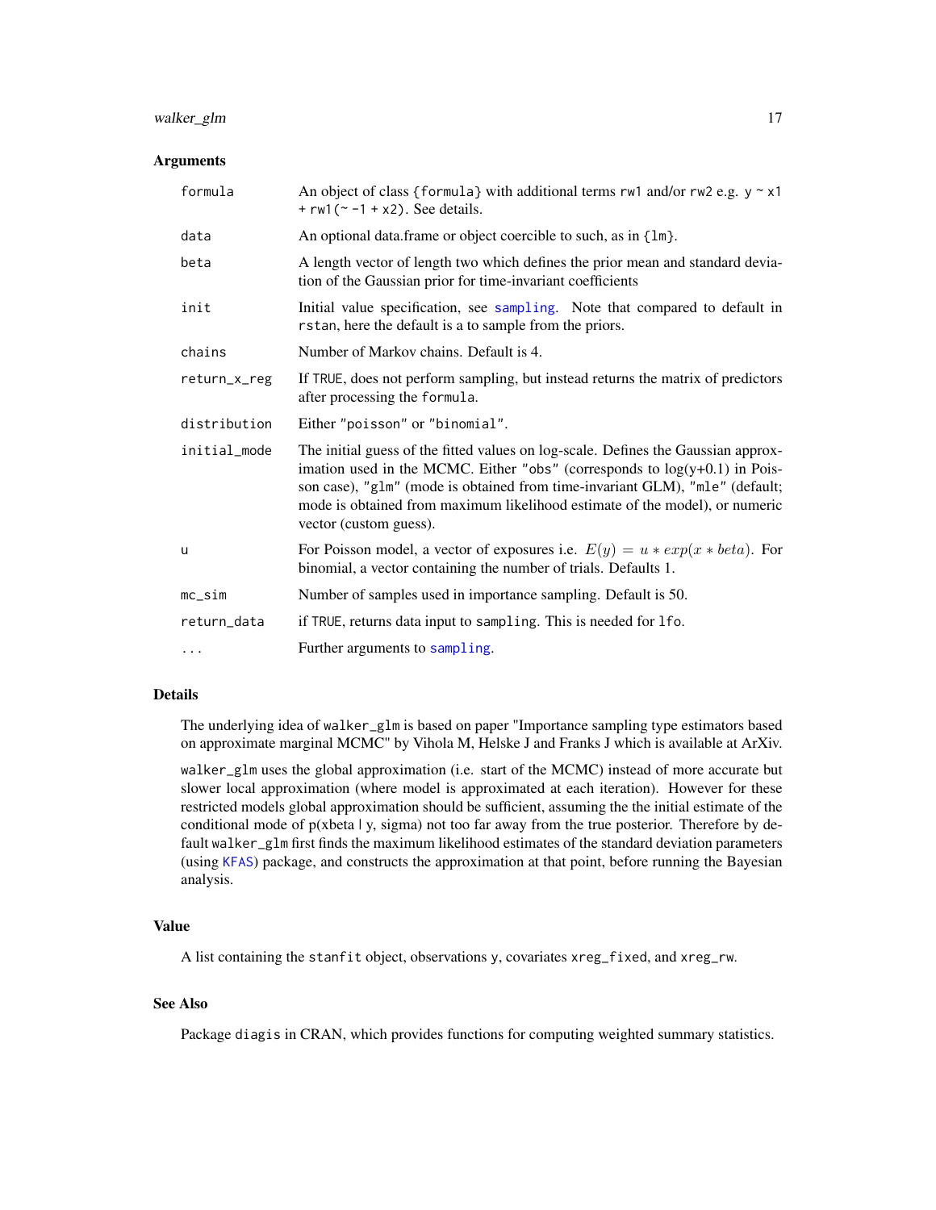### Arguments

| | |
|---|---|
| `formula` | An object of class {formula} with additional terms `rw1` and/or `rw2` e.g. `y ~ x1 + rw1(~ -1 + x2)`. See details. |
| `data` | An optional data.frame or object coercible to such, as in {lm}. |
| `beta` | A length vector of length two which defines the prior mean and standard deviation of the Gaussian prior for time-invariant coefficients |
| `init` | Initial value specification, see `sampling`. Note that compared to default in `rstan`, here the default is a to sample from the priors. |
| `chains` | Number of Markov chains. Default is 4. |
| `return_x_reg` | If `TRUE`, does not perform sampling, but instead returns the matrix of predictors after processing the `formula`. |
| `distribution` | Either `"poisson"` or `"binomial"`. |
| `initial_mode` | The initial guess of the fitted values on log-scale. Defines the Gaussian approximation used in the MCMC. Either `"obs"` (corresponds to log(y+0.1) in Poisson case), `"glm"` (mode is obtained from time-invariant GLM), `"mle"` (default; mode is obtained from maximum likelihood estimate of the model), or numeric vector (custom guess). |
| `u` | For Poisson model, a vector of exposures i.e. $E(y) = u * exp(x * beta)$. For binomial, a vector containing the number of trials. Defaults 1. |
| `mc_sim` | Number of samples used in importance sampling. Default is 50. |
| `return_data` | if `TRUE`, returns data input to `sampling`. This is needed for `lfo`. |
| `...` | Further arguments to `sampling`. |

### Details

The underlying idea of `walker_glm` is based on paper "Importance sampling type estimators based on approximate marginal MCMC" by Vihola M, Helske J and Franks J which is available at ArXiv.

`walker_glm` uses the global approximation (i.e. start of the MCMC) instead of more accurate but slower local approximation (where model is approximated at each iteration). However for these restricted models global approximation should be sufficient, assuming the the initial estimate of the conditional mode of p(xbeta | y, sigma) not too far away from the true posterior. Therefore by default `walker_glm` first finds the maximum likelihood estimates of the standard deviation parameters (using `KFAS`) package, and constructs the approximation at that point, before running the Bayesian analysis.

### Value

A list containing the `stanfit` object, observations `y`, covariates `xreg_fixed`, and `xreg_rw`.

### See Also

Package `diagis` in CRAN, which provides functions for computing weighted summary statistics.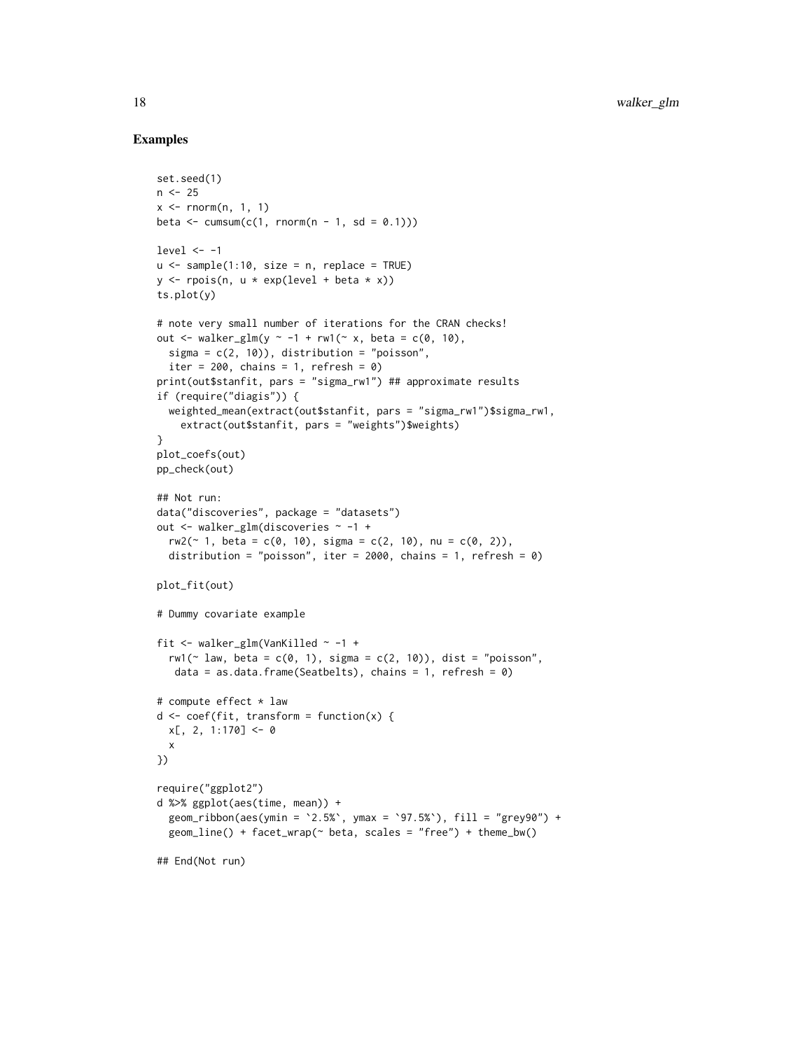## Examples

```
set.seed(1)
n <- 25
x <- rnorm(n, 1, 1)
beta <- cumsum(c(1, rnorm(n - 1, sd = 0.1)))

level <- -1
u <- sample(1:10, size = n, replace = TRUE)
y <- rpois(n, u * exp(level + beta * x))
ts.plot(y)

# note very small number of iterations for the CRAN checks!
out <- walker_glm(y ~ -1 + rw1(~ x, beta = c(0, 10),
  sigma = c(2, 10)), distribution = "poisson",
  iter = 200, chains = 1, refresh = 0)
print(out$stanfit, pars = "sigma_rw1") ## approximate results
if (require("diagis")) {
  weighted_mean(extract(out$stanfit, pars = "sigma_rw1")$sigma_rw1,
    extract(out$stanfit, pars = "weights")$weights)
}
plot_coefs(out)
pp_check(out)

## Not run:
data("discoveries", package = "datasets")
out <- walker_glm(discoveries ~ -1 +
  rw2(~ 1, beta = c(0, 10), sigma = c(2, 10), nu = c(0, 2)),
  distribution = "poisson", iter = 2000, chains = 1, refresh = 0)

plot_fit(out)

# Dummy covariate example

fit <- walker_glm(VanKilled ~ -1 +
  rw1(~ law, beta = c(0, 1), sigma = c(2, 10)), dist = "poisson",
   data = as.data.frame(Seatbelts), chains = 1, refresh = 0)

# compute effect * law
d <- coef(fit, transform = function(x) {
  x[, 2, 1:170] <- 0
  x
})

require("ggplot2")
d %>% ggplot(aes(time, mean)) +
  geom_ribbon(aes(ymin = `2.5%`, ymax = `97.5%`), fill = "grey90") +
  geom_line() + facet_wrap(~ beta, scales = "free") + theme_bw()

## End(Not run)
```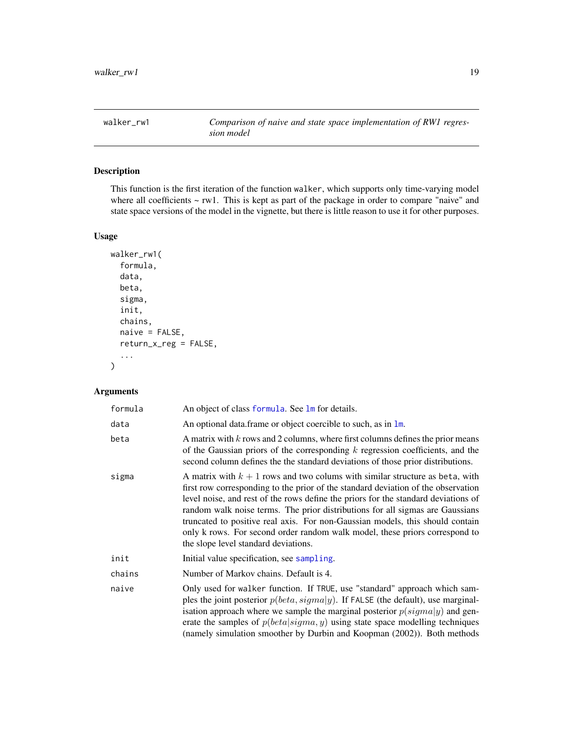## walker_rw1 — *Comparison of naive and state space implementation of RW1 regression model*

### Description

This function is the first iteration of the function walker, which supports only time-varying model where all coefficients ~ rw1. This is kept as part of the package in order to compare "naive" and state space versions of the model in the vignette, but there is little reason to use it for other purposes.

### Usage

```
walker_rw1(
  formula,
  data,
  beta,
  sigma,
  init,
  chains,
  naive = FALSE,
  return_x_reg = FALSE,
  ...
)
```

### Arguments

| | |
|---|---|
| formula | An object of class formula. See lm for details. |
| data | An optional data.frame or object coercible to such, as in lm. |
| beta | A matrix with $k$ rows and 2 columns, where first columns defines the prior means of the Gaussian priors of the corresponding $k$ regression coefficients, and the second column defines the the standard deviations of those prior distributions. |
| sigma | A matrix with $k+1$ rows and two colums with similar structure as beta, with first row corresponding to the prior of the standard deviation of the observation level noise, and rest of the rows define the priors for the standard deviations of random walk noise terms. The prior distributions for all sigmas are Gaussians truncated to positive real axis. For non-Gaussian models, this should contain only k rows. For second order random walk model, these priors correspond to the slope level standard deviations. |
| init | Initial value specification, see sampling. |
| chains | Number of Markov chains. Default is 4. |
| naive | Only used for walker function. If TRUE, use "standard" approach which samples the joint posterior $p(beta, sigma \| y)$. If FALSE (the default), use marginalisation approach where we sample the marginal posterior $p(sigma \| y)$ and generate the samples of $p(beta \| sigma, y)$ using state space modelling techniques (namely simulation smoother by Durbin and Koopman (2002)). Both methods |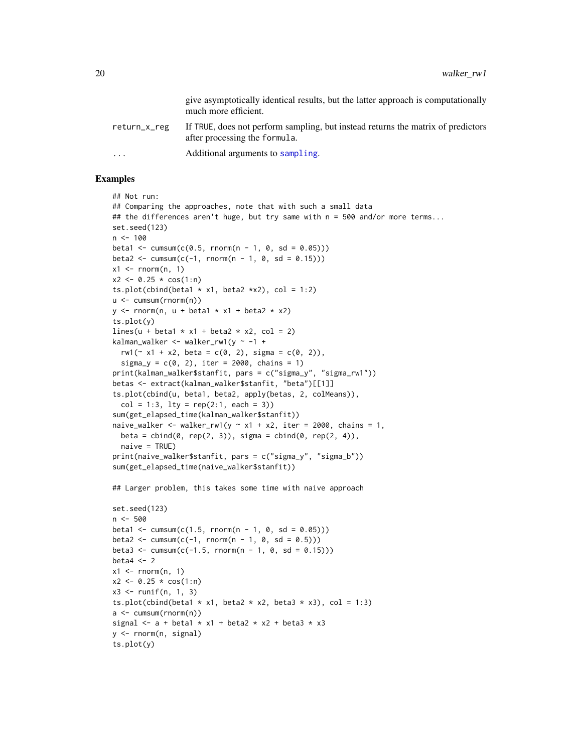| | |
|---|---|
| | give asymptotically identical results, but the latter approach is computationally much more efficient. |
| return_x_reg | If TRUE, does not perform sampling, but instead returns the matrix of predictors after processing the formula. |
| ... | Additional arguments to sampling. |

## Examples

```
## Not run:
## Comparing the approaches, note that with such a small data
## the differences aren't huge, but try same with n = 500 and/or more terms...
set.seed(123)
n <- 100
beta1 <- cumsum(c(0.5, rnorm(n - 1, 0, sd = 0.05)))
beta2 <- cumsum(c(-1, rnorm(n - 1, 0, sd = 0.15)))
x1 <- rnorm(n, 1)
x2 <- 0.25 * cos(1:n)
ts.plot(cbind(beta1 * x1, beta2 *x2), col = 1:2)
u <- cumsum(rnorm(n))
y <- rnorm(n, u + beta1 * x1 + beta2 * x2)
ts.plot(y)
lines(u + beta1 * x1 + beta2 * x2, col = 2)
kalman_walker <- walker_rw1(y ~ -1 +
  rw1(~ x1 + x2, beta = c(0, 2), sigma = c(0, 2)),
  sigma_y = c(0, 2), iter = 2000, chains = 1)
print(kalman_walker$stanfit, pars = c("sigma_y", "sigma_rw1"))
betas <- extract(kalman_walker$stanfit, "beta")[[1]]
ts.plot(cbind(u, beta1, beta2, apply(betas, 2, colMeans)),
  col = 1:3, lty = rep(2:1, each = 3))
sum(get_elapsed_time(kalman_walker$stanfit))
naive_walker <- walker_rw1(y ~ x1 + x2, iter = 2000, chains = 1,
  beta = cbind(0, rep(2, 3)), sigma = cbind(0, rep(2, 4)),
  naive = TRUE)
print(naive_walker$stanfit, pars = c("sigma_y", "sigma_b"))
sum(get_elapsed_time(naive_walker$stanfit))

## Larger problem, this takes some time with naive approach

set.seed(123)
n <- 500
beta1 <- cumsum(c(1.5, rnorm(n - 1, 0, sd = 0.05)))
beta2 <- cumsum(c(-1, rnorm(n - 1, 0, sd = 0.5)))
beta3 <- cumsum(c(-1.5, rnorm(n - 1, 0, sd = 0.15)))
beta4 <- 2
x1 <- rnorm(n, 1)
x2 <- 0.25 * cos(1:n)
x3 <- runif(n, 1, 3)
ts.plot(cbind(beta1 * x1, beta2 * x2, beta3 * x3), col = 1:3)
a <- cumsum(rnorm(n))
signal <- a + beta1 * x1 + beta2 * x2 + beta3 * x3
y <- rnorm(n, signal)
ts.plot(y)
```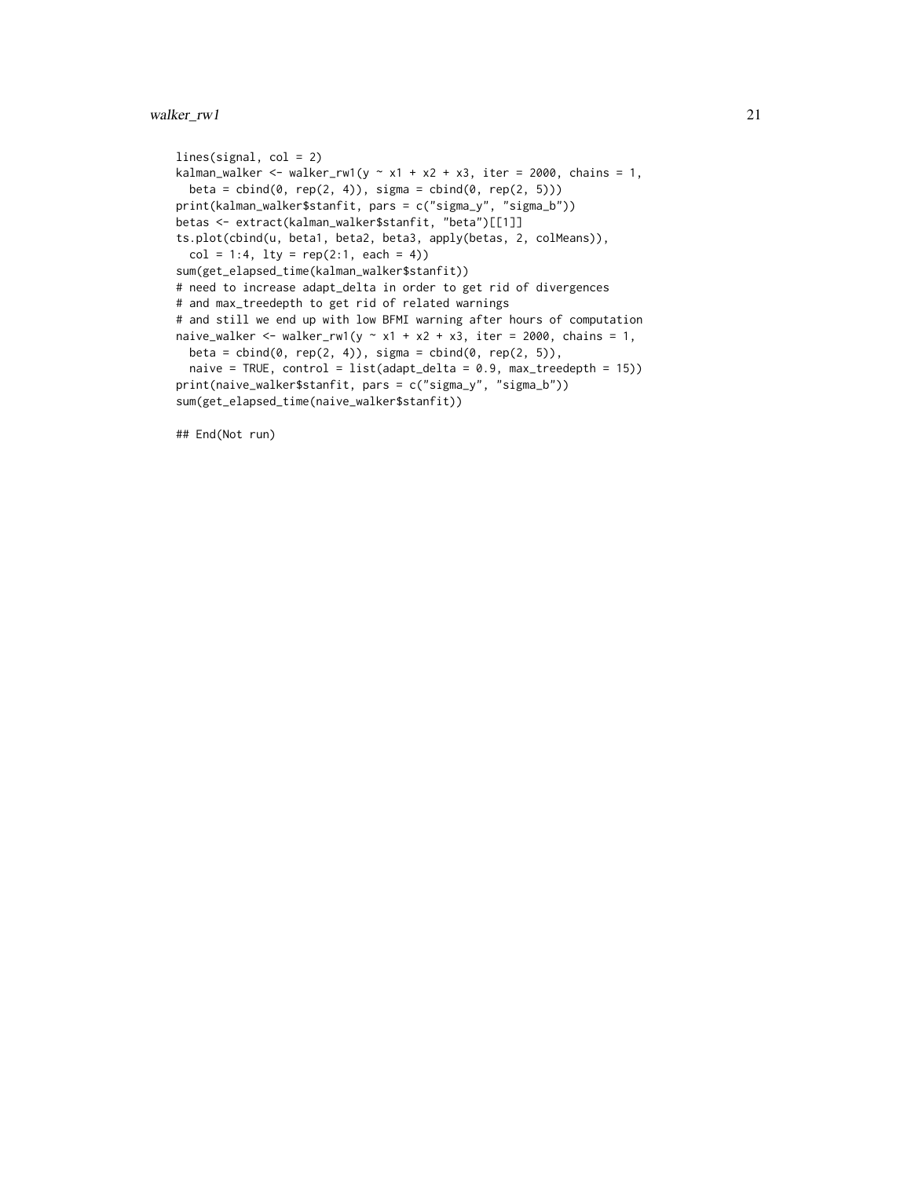```
lines(signal, col = 2)
kalman_walker <- walker_rw1(y ~ x1 + x2 + x3, iter = 2000, chains = 1,
  beta = cbind(0, rep(2, 4)), sigma = cbind(0, rep(2, 5)))
print(kalman_walker$stanfit, pars = c("sigma_y", "sigma_b"))
betas <- extract(kalman_walker$stanfit, "beta")[[1]]
ts.plot(cbind(u, beta1, beta2, beta3, apply(betas, 2, colMeans)),
  col = 1:4, lty = rep(2:1, each = 4))
sum(get_elapsed_time(kalman_walker$stanfit))
# need to increase adapt_delta in order to get rid of divergences
# and max_treedepth to get rid of related warnings
# and still we end up with low BFMI warning after hours of computation
naive_walker <- walker_rw1(y ~ x1 + x2 + x3, iter = 2000, chains = 1,
  beta = cbind(0, rep(2, 4)), sigma = cbind(0, rep(2, 5)),
  naive = TRUE, control = list(adapt_delta = 0.9, max_treedepth = 15))
print(naive_walker$stanfit, pars = c("sigma_y", "sigma_b"))
sum(get_elapsed_time(naive_walker$stanfit))

## End(Not run)
```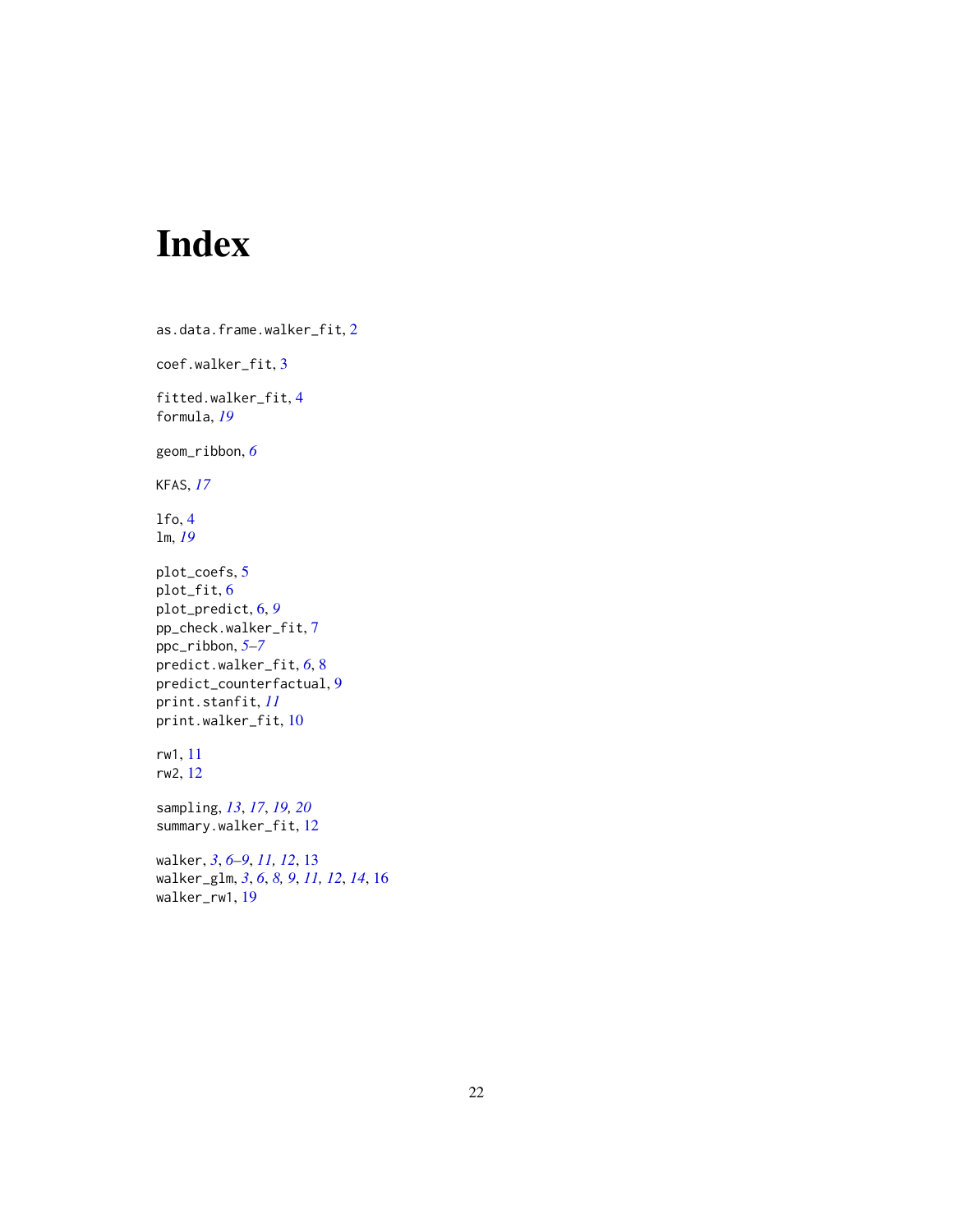# Index

as.data.frame.walker_fit, 2

coef.walker_fit, 3

fitted.walker_fit, 4
formula, *19*

geom_ribbon, *6*

KFAS, *17*

lfo, 4
lm, *19*

plot_coefs, 5
plot_fit, 6
plot_predict, 6, *9*
pp_check.walker_fit, 7
ppc_ribbon, *5–7*
predict.walker_fit, *6*, 8
predict_counterfactual, 9
print.stanfit, *11*
print.walker_fit, 10

rw1, 11
rw2, 12

sampling, *13*, *17*, *19, 20*
summary.walker_fit, 12

walker, *3*, *6–9*, *11, 12*, 13
walker_glm, *3*, *6*, *8, 9*, *11, 12*, *14*, 16
walker_rw1, 19